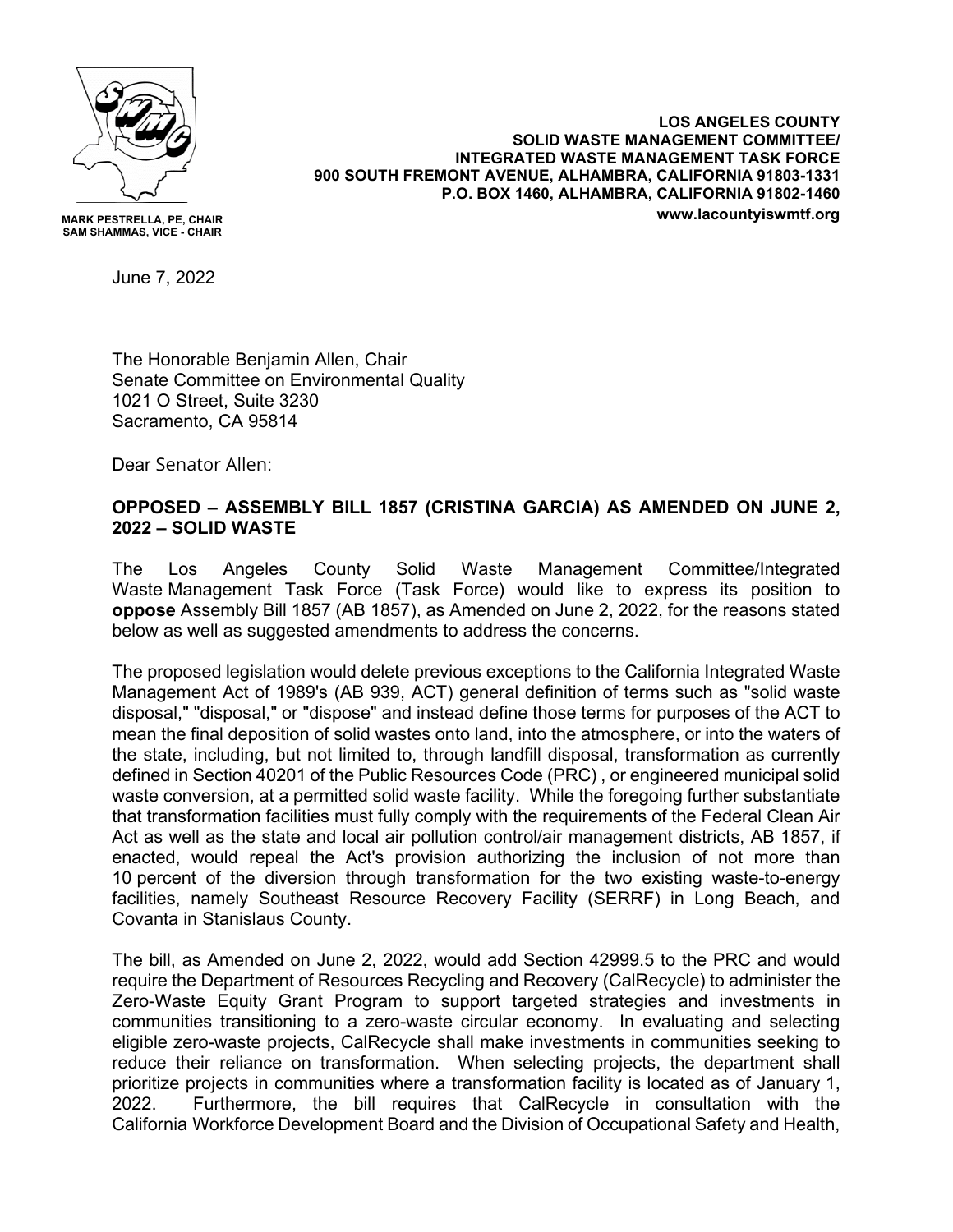**MARK PESTRELLA, PE, CHAIR**
**SAM SHAMMAS, VICE - CHAIR**

**LOS ANGELES COUNTY**
**SOLID WASTE MANAGEMENT COMMITTEE/**
**INTEGRATED WASTE MANAGEMENT TASK FORCE**
**900 SOUTH FREMONT AVENUE, ALHAMBRA, CALIFORNIA 91803-1331**
**P.O. BOX 1460, ALHAMBRA, CALIFORNIA 91802-1460**
**www.lacountyiswmtf.org**

June 7, 2022

The Honorable Benjamin Allen, Chair
Senate Committee on Environmental Quality
1021 O Street, Suite 3230
Sacramento, CA 95814

Dear Senator Allen:

**OPPOSED – ASSEMBLY BILL 1857 (CRISTINA GARCIA) AS AMENDED ON JUNE 2, 2022 – SOLID WASTE**

The Los Angeles County Solid Waste Management Committee/Integrated Waste Management Task Force (Task Force) would like to express its position to **oppose** Assembly Bill 1857 (AB 1857), as Amended on June 2, 2022, for the reasons stated below as well as suggested amendments to address the concerns.

The proposed legislation would delete previous exceptions to the California Integrated Waste Management Act of 1989's (AB 939, ACT) general definition of terms such as "solid waste disposal," "disposal," or "dispose" and instead define those terms for purposes of the ACT to mean the final deposition of solid wastes onto land, into the atmosphere, or into the waters of the state, including, but not limited to, through landfill disposal, transformation as currently defined in Section 40201 of the Public Resources Code (PRC) , or engineered municipal solid waste conversion, at a permitted solid waste facility. While the foregoing further substantiate that transformation facilities must fully comply with the requirements of the Federal Clean Air Act as well as the state and local air pollution control/air management districts, AB 1857, if enacted, would repeal the Act's provision authorizing the inclusion of not more than 10 percent of the diversion through transformation for the two existing waste-to-energy facilities, namely Southeast Resource Recovery Facility (SERRF) in Long Beach, and Covanta in Stanislaus County.

The bill, as Amended on June 2, 2022, would add Section 42999.5 to the PRC and would require the Department of Resources Recycling and Recovery (CalRecycle) to administer the Zero-Waste Equity Grant Program to support targeted strategies and investments in communities transitioning to a zero-waste circular economy. In evaluating and selecting eligible zero-waste projects, CalRecycle shall make investments in communities seeking to reduce their reliance on transformation. When selecting projects, the department shall prioritize projects in communities where a transformation facility is located as of January 1, 2022. Furthermore, the bill requires that CalRecycle in consultation with the California Workforce Development Board and the Division of Occupational Safety and Health,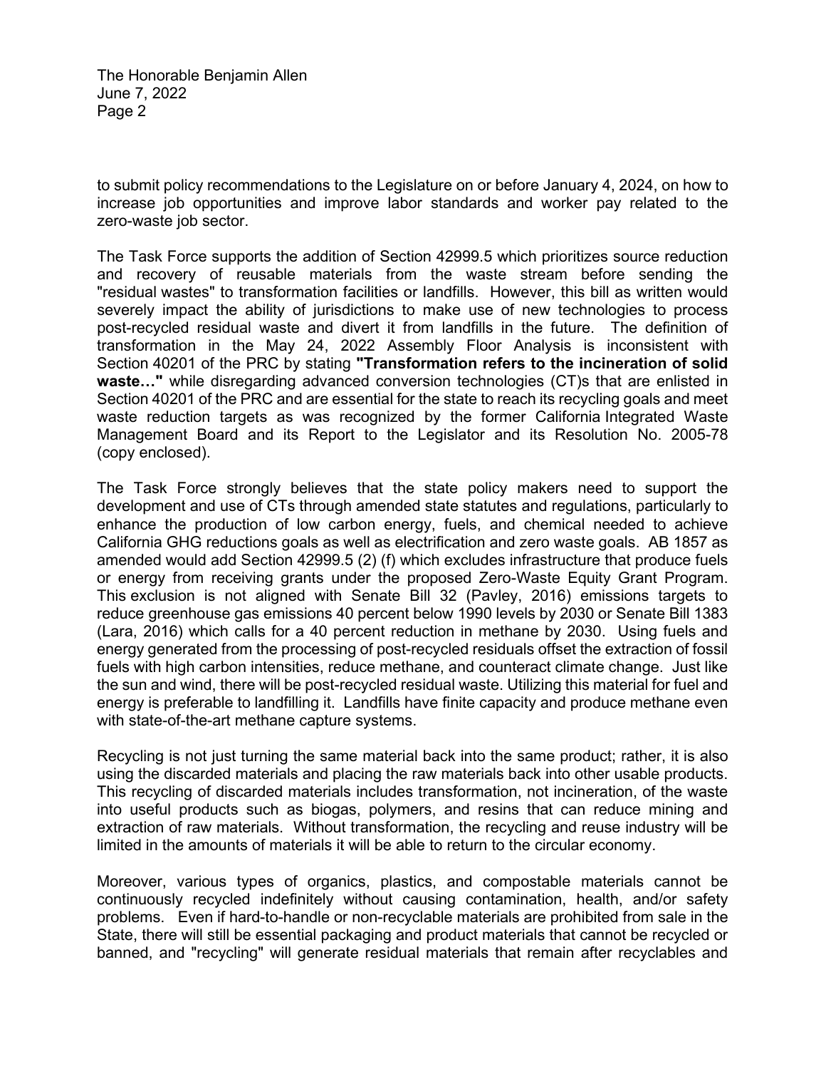to submit policy recommendations to the Legislature on or before January 4, 2024, on how to increase job opportunities and improve labor standards and worker pay related to the zero-waste job sector.

The Task Force supports the addition of Section 42999.5 which prioritizes source reduction and recovery of reusable materials from the waste stream before sending the "residual wastes" to transformation facilities or landfills. However, this bill as written would severely impact the ability of jurisdictions to make use of new technologies to process post-recycled residual waste and divert it from landfills in the future. The definition of transformation in the May 24, 2022 Assembly Floor Analysis is inconsistent with Section 40201 of the PRC by stating **"Transformation refers to the incineration of solid waste…"** while disregarding advanced conversion technologies (CT)s that are enlisted in Section 40201 of the PRC and are essential for the state to reach its recycling goals and meet waste reduction targets as was recognized by the former California Integrated Waste Management Board and its Report to the Legislator and its Resolution No. 2005-78 (copy enclosed).

The Task Force strongly believes that the state policy makers need to support the development and use of CTs through amended state statutes and regulations, particularly to enhance the production of low carbon energy, fuels, and chemical needed to achieve California GHG reductions goals as well as electrification and zero waste goals. AB 1857 as amended would add Section 42999.5 (2) (f) which excludes infrastructure that produce fuels or energy from receiving grants under the proposed Zero-Waste Equity Grant Program. This exclusion is not aligned with Senate Bill 32 (Pavley, 2016) emissions targets to reduce greenhouse gas emissions 40 percent below 1990 levels by 2030 or Senate Bill 1383 (Lara, 2016) which calls for a 40 percent reduction in methane by 2030. Using fuels and energy generated from the processing of post-recycled residuals offset the extraction of fossil fuels with high carbon intensities, reduce methane, and counteract climate change. Just like the sun and wind, there will be post-recycled residual waste. Utilizing this material for fuel and energy is preferable to landfilling it. Landfills have finite capacity and produce methane even with state-of-the-art methane capture systems.

Recycling is not just turning the same material back into the same product; rather, it is also using the discarded materials and placing the raw materials back into other usable products. This recycling of discarded materials includes transformation, not incineration, of the waste into useful products such as biogas, polymers, and resins that can reduce mining and extraction of raw materials. Without transformation, the recycling and reuse industry will be limited in the amounts of materials it will be able to return to the circular economy.

Moreover, various types of organics, plastics, and compostable materials cannot be continuously recycled indefinitely without causing contamination, health, and/or safety problems. Even if hard-to-handle or non-recyclable materials are prohibited from sale in the State, there will still be essential packaging and product materials that cannot be recycled or banned, and "recycling" will generate residual materials that remain after recyclables and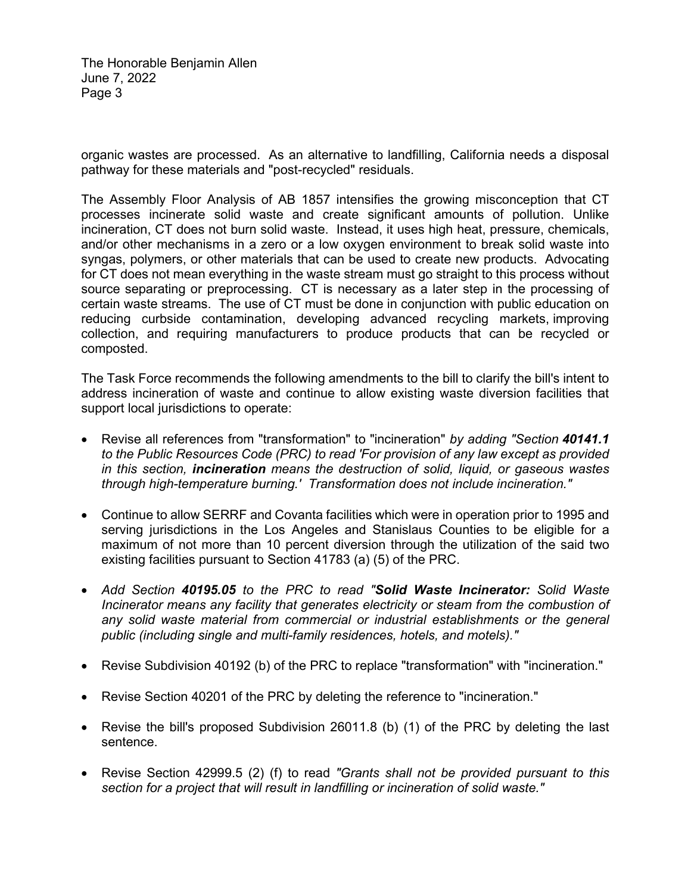organic wastes are processed. As an alternative to landfilling, California needs a disposal pathway for these materials and "post-recycled" residuals.

The Assembly Floor Analysis of AB 1857 intensifies the growing misconception that CT processes incinerate solid waste and create significant amounts of pollution. Unlike incineration, CT does not burn solid waste. Instead, it uses high heat, pressure, chemicals, and/or other mechanisms in a zero or a low oxygen environment to break solid waste into syngas, polymers, or other materials that can be used to create new products. Advocating for CT does not mean everything in the waste stream must go straight to this process without source separating or preprocessing. CT is necessary as a later step in the processing of certain waste streams. The use of CT must be done in conjunction with public education on reducing curbside contamination, developing advanced recycling markets, improving collection, and requiring manufacturers to produce products that can be recycled or composted.

The Task Force recommends the following amendments to the bill to clarify the bill's intent to address incineration of waste and continue to allow existing waste diversion facilities that support local jurisdictions to operate:

- Revise all references from "transformation" to "incineration" *by adding "Section **40141.1** to the Public Resources Code (PRC) to read 'For provision of any law except as provided in this section, **incineration** means the destruction of solid, liquid, or gaseous wastes through high-temperature burning.' Transformation does not include incineration."*

- Continue to allow SERRF and Covanta facilities which were in operation prior to 1995 and serving jurisdictions in the Los Angeles and Stanislaus Counties to be eligible for a maximum of not more than 10 percent diversion through the utilization of the said two existing facilities pursuant to Section 41783 (a) (5) of the PRC.

- *Add Section **40195.05** to the PRC to read "**Solid Waste Incinerator:** Solid Waste Incinerator means any facility that generates electricity or steam from the combustion of any solid waste material from commercial or industrial establishments or the general public (including single and multi-family residences, hotels, and motels)."*

- Revise Subdivision 40192 (b) of the PRC to replace "transformation" with "incineration."

- Revise Section 40201 of the PRC by deleting the reference to "incineration."

- Revise the bill's proposed Subdivision 26011.8 (b) (1) of the PRC by deleting the last sentence.

- Revise Section 42999.5 (2) (f) to read *"Grants shall not be provided pursuant to this section for a project that will result in landfilling or incineration of solid waste."*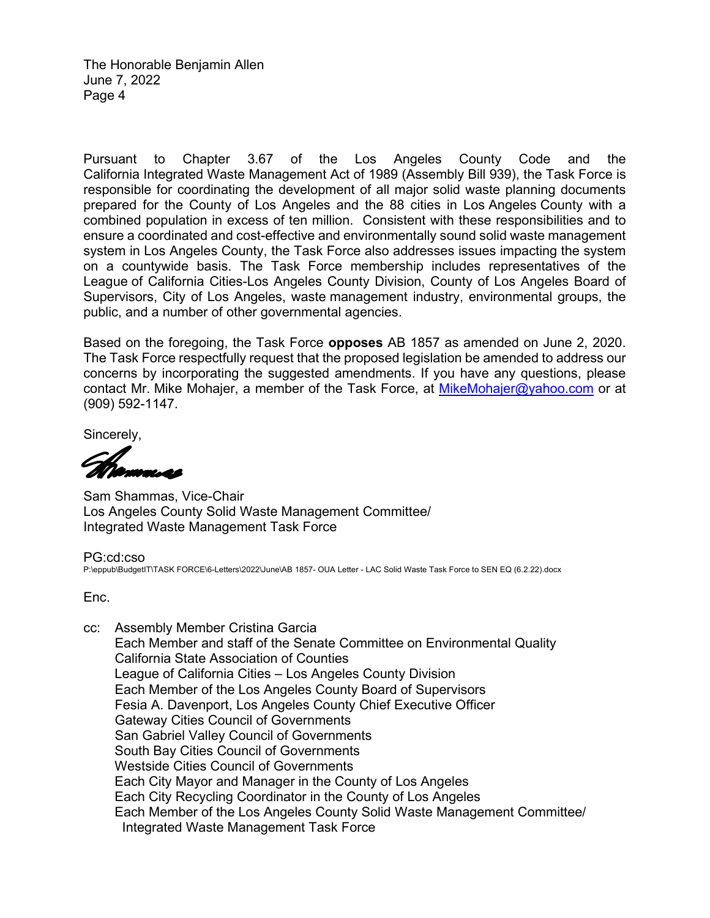The Honorable Benjamin Allen
June 7, 2022

Pursuant to Chapter 3.67 of the Los Angeles County Code and the California Integrated Waste Management Act of 1989 (Assembly Bill 939), the Task Force is responsible for coordinating the development of all major solid waste planning documents prepared for the County of Los Angeles and the 88 cities in Los Angeles County with a combined population in excess of ten million. Consistent with these responsibilities and to ensure a coordinated and cost-effective and environmentally sound solid waste management system in Los Angeles County, the Task Force also addresses issues impacting the system on a countywide basis. The Task Force membership includes representatives of the League of California Cities-Los Angeles County Division, County of Los Angeles Board of Supervisors, City of Los Angeles, waste management industry, environmental groups, the public, and a number of other governmental agencies.

Based on the foregoing, the Task Force **opposes** AB 1857 as amended on June 2, 2020. The Task Force respectfully request that the proposed legislation be amended to address our concerns by incorporating the suggested amendments. If you have any questions, please contact Mr. Mike Mohajer, a member of the Task Force, at MikeMohajer@yahoo.com or at (909) 592-1147.

Sincerely,

Sam Shammas, Vice-Chair
Los Angeles County Solid Waste Management Committee/
Integrated Waste Management Task Force

PG:cd:cso
P:\eppub\BudgetIT\TASK FORCE\6-Letters\2022\June\AB 1857- OUA Letter - LAC Solid Waste Task Force to SEN EQ (6.2.22).docx

Enc.

cc: Assembly Member Cristina Garcia
Each Member and staff of the Senate Committee on Environmental Quality
California State Association of Counties
League of California Cities – Los Angeles County Division
Each Member of the Los Angeles County Board of Supervisors
Fesia A. Davenport, Los Angeles County Chief Executive Officer
Gateway Cities Council of Governments
San Gabriel Valley Council of Governments
South Bay Cities Council of Governments
Westside Cities Council of Governments
Each City Mayor and Manager in the County of Los Angeles
Each City Recycling Coordinator in the County of Los Angeles
Each Member of the Los Angeles County Solid Waste Management Committee/
Integrated Waste Management Task Force